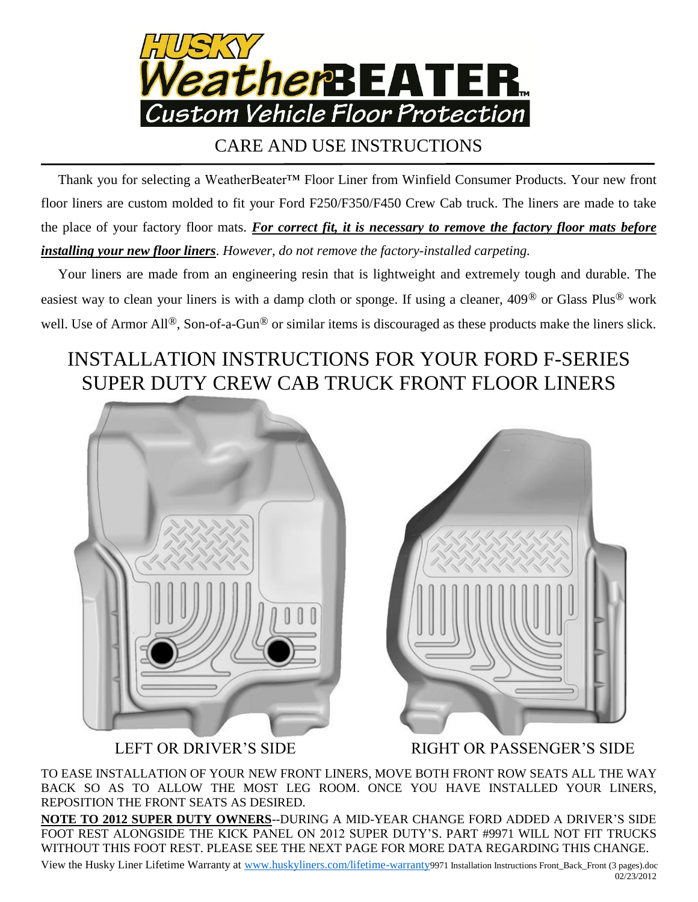# HUSKY WeatherBEATER™
## Custom Vehicle Floor Protection

## CARE AND USE INSTRUCTIONS

Thank you for selecting a WeatherBeater™ Floor Liner from Winfield Consumer Products. Your new front floor liners are custom molded to fit your Ford F250/F350/F450 Crew Cab truck. The liners are made to take the place of your factory floor mats. ***For correct fit, it is necessary to remove the factory floor mats before installing your new floor liners***. *However, do not remove the factory-installed carpeting.*

Your liners are made from an engineering resin that is lightweight and extremely tough and durable. The easiest way to clean your liners is with a damp cloth or sponge. If using a cleaner, 409® or Glass Plus® work well. Use of Armor All®, Son-of-a-Gun® or similar items is discouraged as these products make the liners slick.

## INSTALLATION INSTRUCTIONS FOR YOUR FORD F-SERIES SUPER DUTY CREW CAB TRUCK FRONT FLOOR LINERS

LEFT OR DRIVER'S SIDE

RIGHT OR PASSENGER'S SIDE

TO EASE INSTALLATION OF YOUR NEW FRONT LINERS, MOVE BOTH FRONT ROW SEATS ALL THE WAY BACK SO AS TO ALLOW THE MOST LEG ROOM. ONCE YOU HAVE INSTALLED YOUR LINERS, REPOSITION THE FRONT SEATS AS DESIRED.

**NOTE TO 2012 SUPER DUTY OWNERS**--DURING A MID-YEAR CHANGE FORD ADDED A DRIVER'S SIDE FOOT REST ALONGSIDE THE KICK PANEL ON 2012 SUPER DUTY'S. PART #9971 WILL NOT FIT TRUCKS WITHOUT THIS FOOT REST. PLEASE SEE THE NEXT PAGE FOR MORE DATA REGARDING THIS CHANGE.

View the Husky Liner Lifetime Warranty at www.huskyliners.com/lifetime-warranty 9971 Installation Instructions Front_Back_Front (3 pages).doc 02/23/2012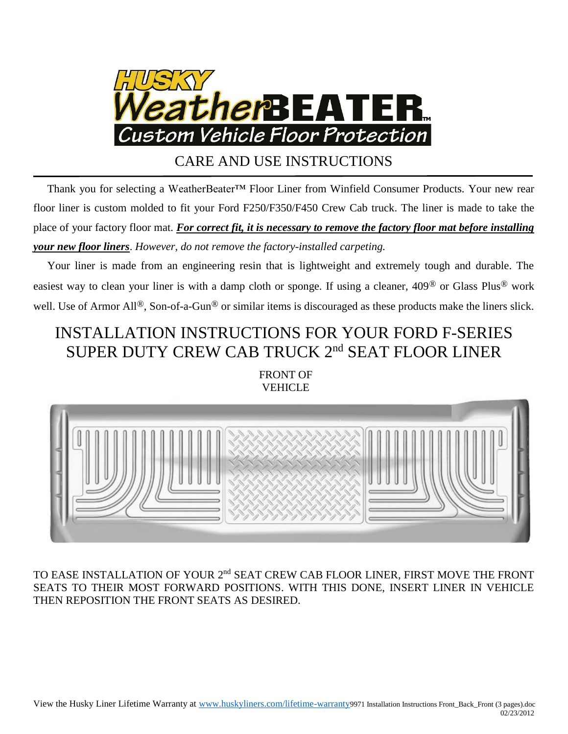# HUSKY WeatherBEATER™

## Custom Vehicle Floor Protection

CARE AND USE INSTRUCTIONS

Thank you for selecting a WeatherBeater™ Floor Liner from Winfield Consumer Products. Your new rear floor liner is custom molded to fit your Ford F250/F350/F450 Crew Cab truck. The liner is made to take the place of your factory floor mat. ***For correct fit, it is necessary to remove the factory floor mat before installing your new floor liners***. *However, do not remove the factory-installed carpeting.*

Your liner is made from an engineering resin that is lightweight and extremely tough and durable. The easiest way to clean your liner is with a damp cloth or sponge. If using a cleaner, 409® or Glass Plus® work well. Use of Armor All®, Son-of-a-Gun® or similar items is discouraged as these products make the liners slick.

## INSTALLATION INSTRUCTIONS FOR YOUR FORD F-SERIES SUPER DUTY CREW CAB TRUCK 2nd SEAT FLOOR LINER

FRONT OF VEHICLE

TO EASE INSTALLATION OF YOUR 2nd SEAT CREW CAB FLOOR LINER, FIRST MOVE THE FRONT SEATS TO THEIR MOST FORWARD POSITIONS. WITH THIS DONE, INSERT LINER IN VEHICLE THEN REPOSITION THE FRONT SEATS AS DESIRED.

View the Husky Liner Lifetime Warranty at www.huskyliners.com/lifetime-warranty 9971 Installation Instructions Front_Back_Front (3 pages).doc 02/23/2012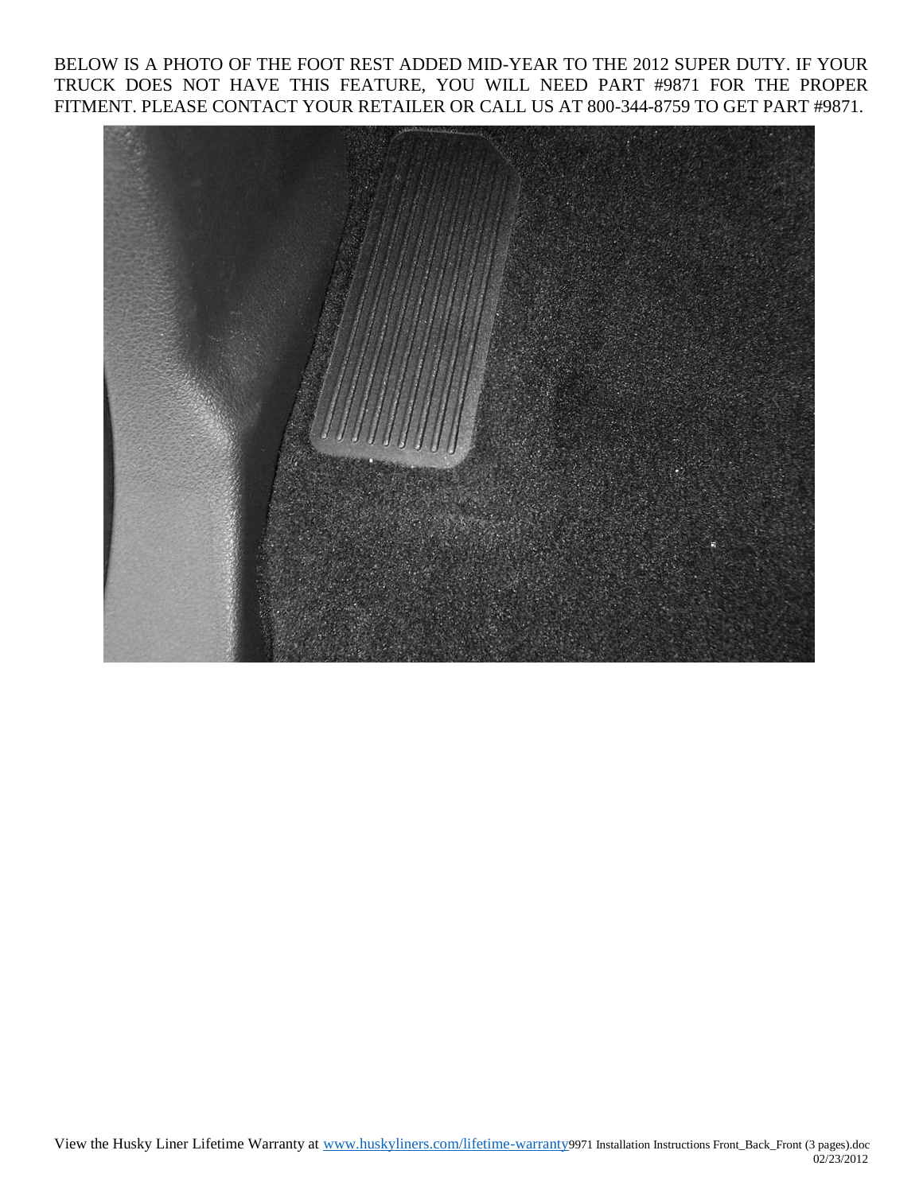BELOW IS A PHOTO OF THE FOOT REST ADDED MID-YEAR TO THE 2012 SUPER DUTY. IF YOUR TRUCK DOES NOT HAVE THIS FEATURE, YOU WILL NEED PART #9871 FOR THE PROPER FITMENT. PLEASE CONTACT YOUR RETAILER OR CALL US AT 800-344-8759 TO GET PART #9871.

View the Husky Liner Lifetime Warranty at www.huskyliners.com/lifetime-warranty